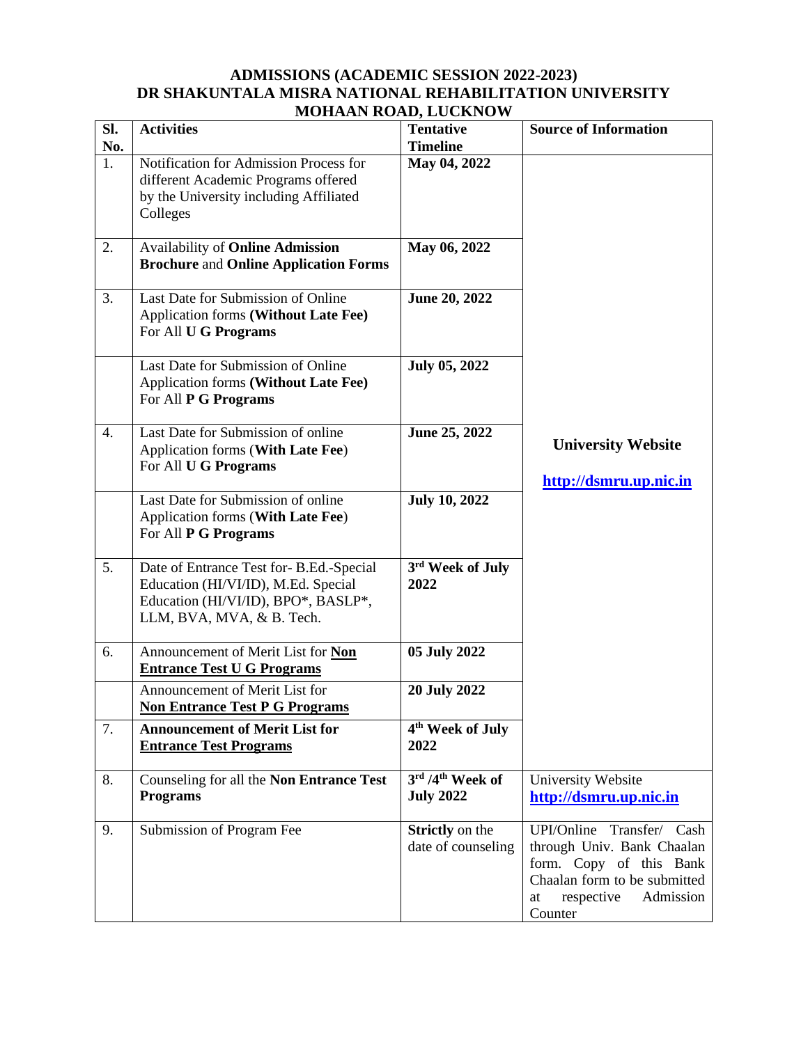# ADMISSIONS (ACADEMIC SESSION 2022-2023)
# DR SHAKUNTALA MISRA NATIONAL REHABILITATION UNIVERSITY
# MOHAAN ROAD, LUCKNOW

| Sl. No. | Activities | Tentative Timeline | Source of Information |
|---|---|---|---|
| 1. | Notification for Admission Process for different Academic Programs offered by the University including Affiliated Colleges | **May 04, 2022** | **University Website** **http://dsmru.up.nic.in** |
| 2. | Availability of **Online Admission Brochure** and **Online Application Forms** | **May 06, 2022** | |
| 3. | Last Date for Submission of Online Application forms **(Without Late Fee)** For All **U G Programs** | **June 20, 2022** | |
| | Last Date for Submission of Online Application forms **(Without Late Fee)** For All **P G Programs** | **July 05, 2022** | |
| 4. | Last Date for Submission of online Application forms (**With Late Fee**) For All **U G Programs** | **June 25, 2022** | |
| | Last Date for Submission of online Application forms (**With Late Fee**) For All **P G Programs** | **July 10, 2022** | |
| 5. | Date of Entrance Test for- B.Ed.-Special Education (HI/VI/ID), M.Ed. Special Education (HI/VI/ID), BPO*, BASLP*, LLM, BVA, MVA, & B. Tech. | **3rd Week of July 2022** | |
| 6. | Announcement of Merit List for **Non Entrance Test U G Programs** | **05 July 2022** | |
| | Announcement of Merit List for **Non Entrance Test P G Programs** | **20 July 2022** | |
| 7. | **Announcement of Merit List for Entrance Test Programs** | **4th Week of July 2022** | |
| 8. | Counseling for all the **Non Entrance Test Programs** | **3rd /4th Week of July 2022** | University Website **http://dsmru.up.nic.in** |
| 9. | Submission of Program Fee | **Strictly** on the date of counseling | UPI/Online Transfer/ Cash through Univ. Bank Chaalan form. Copy of this Bank Chaalan form to be submitted at respective Admission Counter |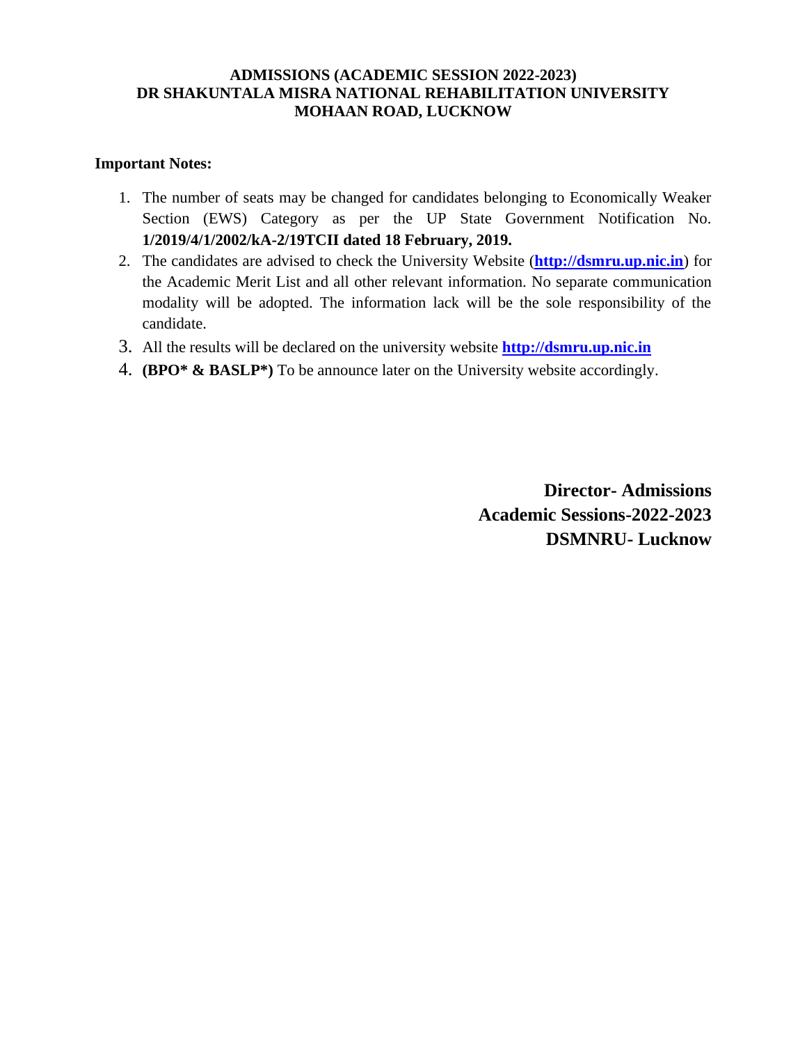**ADMISSIONS (ACADEMIC SESSION 2022-2023)**
**DR SHAKUNTALA MISRA NATIONAL REHABILITATION UNIVERSITY**
**MOHAAN ROAD, LUCKNOW**

**Important Notes:**

1. The number of seats may be changed for candidates belonging to Economically Weaker Section (EWS) Category as per the UP State Government Notification No. **1/2019/4/1/2002/kA-2/19TCII dated 18 February, 2019.**
2. The candidates are advised to check the University Website (**http://dsmru.up.nic.in**) for the Academic Merit List and all other relevant information. No separate communication modality will be adopted. The information lack will be the sole responsibility of the candidate.
3. All the results will be declared on the university website **http://dsmru.up.nic.in**
4. **(BPO* & BASLP*)** To be announce later on the University website accordingly.

**Director- Admissions**
**Academic Sessions-2022-2023**
**DSMNRU- Lucknow**